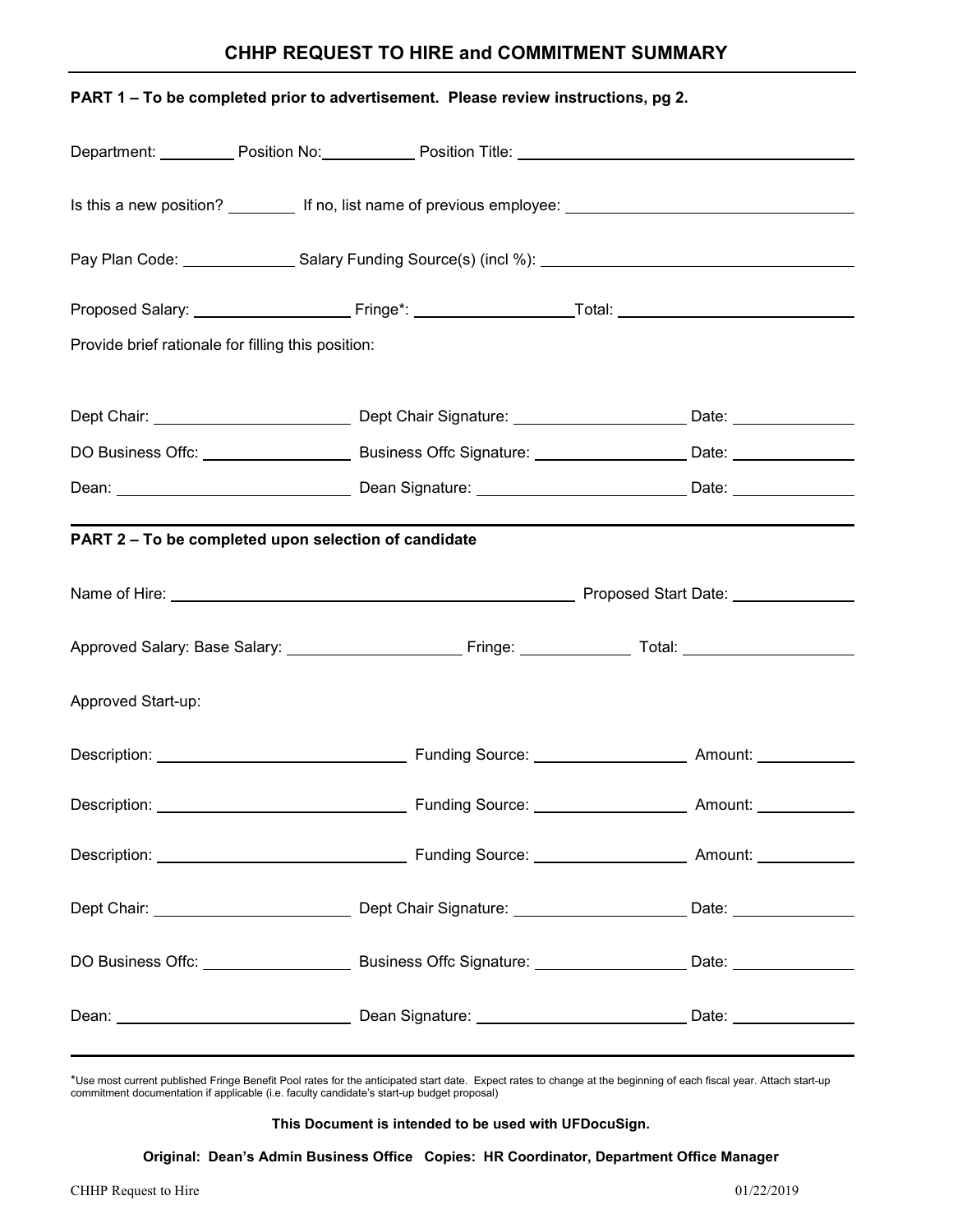# CHHP REQUEST TO HIRE and COMMITMENT SUMMARY

**PART 1 – To be completed prior to advertisement. Please review instructions, pg 2.**

Department: ________ Position No: __________ Position Title: ______________________________

Is this a new position? ________ If no, list name of previous employee: ______________________________

Pay Plan Code: ____________ Salary Funding Source(s) (incl %): ______________________________

Proposed Salary: ________________ Fringe*: ________________ Total: ______________________

Provide brief rationale for filling this position:

Dept Chair: ____________________ Dept Chair Signature: __________________ Date: ____________

DO Business Offc: ________________ Business Offc Signature: ________________ Date: ____________

Dean: ________________________ Dean Signature: ______________________ Date: ____________

**PART 2 – To be completed upon selection of candidate**

Name of Hire: ______________________________________ Proposed Start Date: ____________

Approved Salary: Base Salary: __________________ Fringe: ___________ Total: __________________

Approved Start-up:

Description: __________________________ Funding Source: ________________ Amount: __________

Description: __________________________ Funding Source: ________________ Amount: __________

Description: __________________________ Funding Source: ________________ Amount: __________

Dept Chair: ____________________ Dept Chair Signature: __________________ Date: ____________

DO Business Offc: ________________ Business Offc Signature: ________________ Date: ____________

Dean: ________________________ Dean Signature: ______________________ Date: ____________

*Use most current published Fringe Benefit Pool rates for the anticipated start date. Expect rates to change at the beginning of each fiscal year. Attach start-up commitment documentation if applicable (i.e. faculty candidate's start-up budget proposal)

**This Document is intended to be used with UFDocuSign.**

**Original: Dean's Admin Business Office Copies: HR Coordinator, Department Office Manager**

CHHP Request to Hire 01/22/2019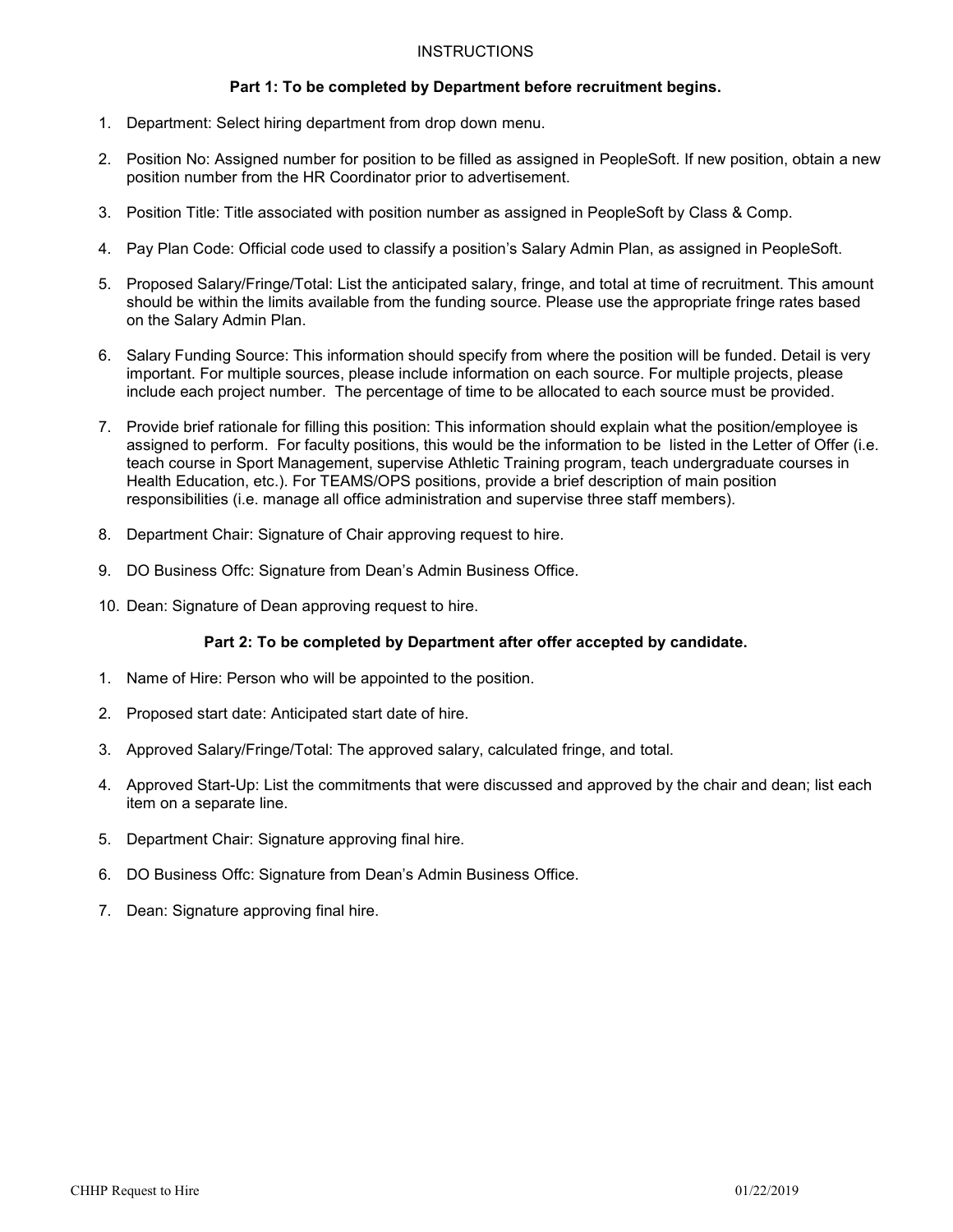# INSTRUCTIONS

## Part 1: To be completed by Department before recruitment begins.

1. Department: Select hiring department from drop down menu.
2. Position No: Assigned number for position to be filled as assigned in PeopleSoft. If new position, obtain a new position number from the HR Coordinator prior to advertisement.
3. Position Title: Title associated with position number as assigned in PeopleSoft by Class & Comp.
4. Pay Plan Code: Official code used to classify a position's Salary Admin Plan, as assigned in PeopleSoft.
5. Proposed Salary/Fringe/Total: List the anticipated salary, fringe, and total at time of recruitment. This amount should be within the limits available from the funding source. Please use the appropriate fringe rates based on the Salary Admin Plan.
6. Salary Funding Source: This information should specify from where the position will be funded. Detail is very important. For multiple sources, please include information on each source. For multiple projects, please include each project number. The percentage of time to be allocated to each source must be provided.
7. Provide brief rationale for filling this position: This information should explain what the position/employee is assigned to perform. For faculty positions, this would be the information to be listed in the Letter of Offer (i.e. teach course in Sport Management, supervise Athletic Training program, teach undergraduate courses in Health Education, etc.). For TEAMS/OPS positions, provide a brief description of main position responsibilities (i.e. manage all office administration and supervise three staff members).
8. Department Chair: Signature of Chair approving request to hire.
9. DO Business Offc: Signature from Dean's Admin Business Office.
10. Dean: Signature of Dean approving request to hire.

## Part 2: To be completed by Department after offer accepted by candidate.

1. Name of Hire: Person who will be appointed to the position.
2. Proposed start date: Anticipated start date of hire.
3. Approved Salary/Fringe/Total: The approved salary, calculated fringe, and total.
4. Approved Start-Up: List the commitments that were discussed and approved by the chair and dean; list each item on a separate line.
5. Department Chair: Signature approving final hire.
6. DO Business Offc: Signature from Dean's Admin Business Office.
7. Dean: Signature approving final hire.